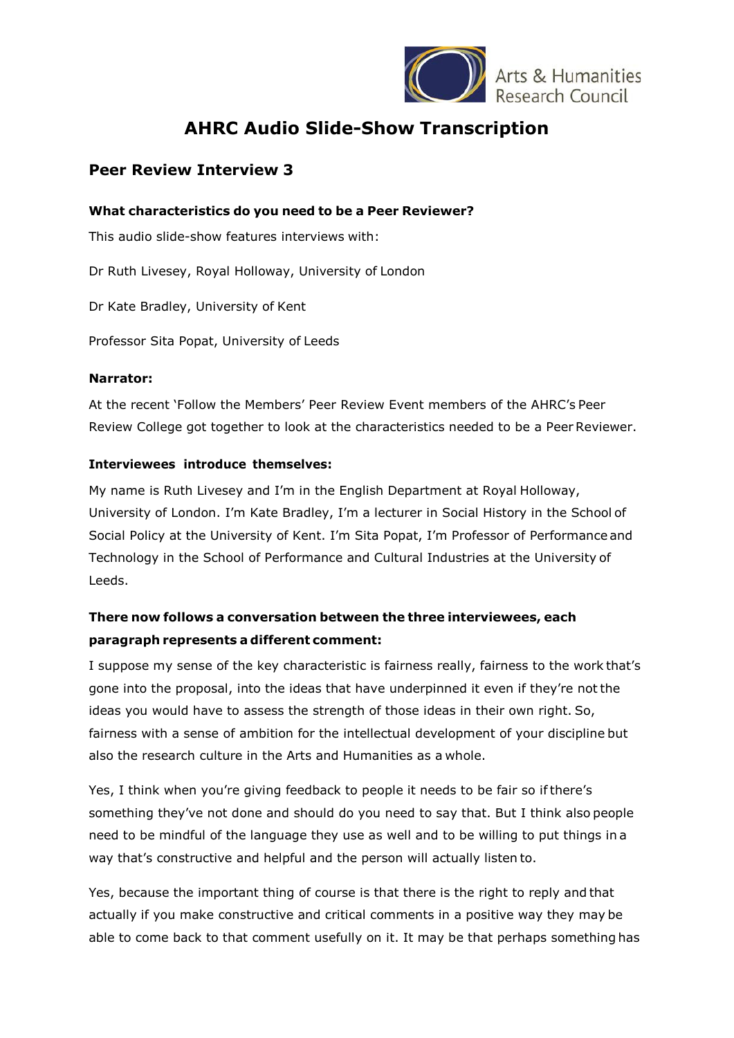# AHRC Audio Slide-Show Transcription

## Peer Review Interview 3

### What characteristics do you need to be a Peer Reviewer?

This audio slide-show features interviews with:

Dr Ruth Livesey, Royal Holloway, University of London

Dr Kate Bradley, University of Kent

Professor Sita Popat, University of Leeds

**Narrator:**

At the recent 'Follow the Members' Peer Review Event members of the AHRC's Peer Review College got together to look at the characteristics needed to be a Peer Reviewer.

**Interviewees introduce themselves:**

My name is Ruth Livesey and I'm in the English Department at Royal Holloway, University of London. I'm Kate Bradley, I'm a lecturer in Social History in the School of Social Policy at the University of Kent. I'm Sita Popat, I'm Professor of Performance and Technology in the School of Performance and Cultural Industries at the University of Leeds.

**There now follows a conversation between the three interviewees, each paragraph represents a different comment:**

I suppose my sense of the key characteristic is fairness really, fairness to the work that's gone into the proposal, into the ideas that have underpinned it even if they're not the ideas you would have to assess the strength of those ideas in their own right. So, fairness with a sense of ambition for the intellectual development of your discipline but also the research culture in the Arts and Humanities as a whole.

Yes, I think when you're giving feedback to people it needs to be fair so if there's something they've not done and should do you need to say that. But I think also people need to be mindful of the language they use as well and to be willing to put things in a way that's constructive and helpful and the person will actually listen to.

Yes, because the important thing of course is that there is the right to reply and that actually if you make constructive and critical comments in a positive way they may be able to come back to that comment usefully on it. It may be that perhaps something has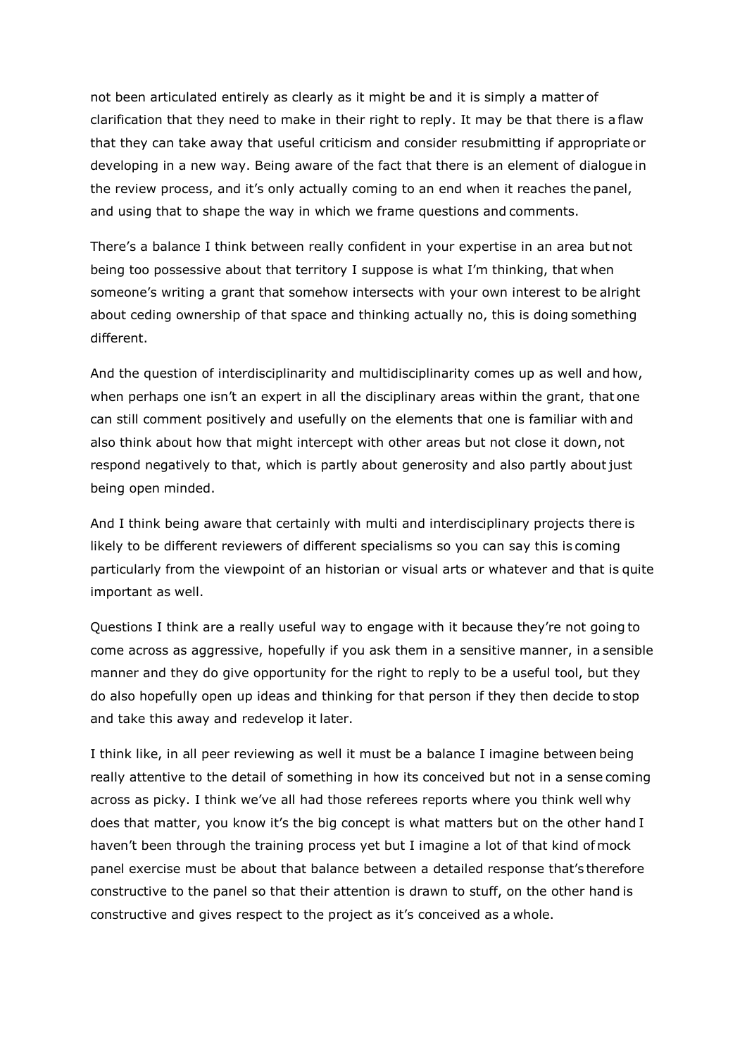not been articulated entirely as clearly as it might be and it is simply a matter of clarification that they need to make in their right to reply. It may be that there is a flaw that they can take away that useful criticism and consider resubmitting if appropriate or developing in a new way. Being aware of the fact that there is an element of dialogue in the review process, and it's only actually coming to an end when it reaches the panel, and using that to shape the way in which we frame questions and comments.

There's a balance I think between really confident in your expertise in an area but not being too possessive about that territory I suppose is what I'm thinking, that when someone's writing a grant that somehow intersects with your own interest to be alright about ceding ownership of that space and thinking actually no, this is doing something different.

And the question of interdisciplinarity and multidisciplinarity comes up as well and how, when perhaps one isn't an expert in all the disciplinary areas within the grant, that one can still comment positively and usefully on the elements that one is familiar with and also think about how that might intercept with other areas but not close it down, not respond negatively to that, which is partly about generosity and also partly about just being open minded.

And I think being aware that certainly with multi and interdisciplinary projects there is likely to be different reviewers of different specialisms so you can say this is coming particularly from the viewpoint of an historian or visual arts or whatever and that is quite important as well.

Questions I think are a really useful way to engage with it because they're not going to come across as aggressive, hopefully if you ask them in a sensitive manner, in a sensible manner and they do give opportunity for the right to reply to be a useful tool, but they do also hopefully open up ideas and thinking for that person if they then decide to stop and take this away and redevelop it later.

I think like, in all peer reviewing as well it must be a balance I imagine between being really attentive to the detail of something in how its conceived but not in a sense coming across as picky. I think we've all had those referees reports where you think well why does that matter, you know it's the big concept is what matters but on the other hand I haven't been through the training process yet but I imagine a lot of that kind of mock panel exercise must be about that balance between a detailed response that's therefore constructive to the panel so that their attention is drawn to stuff, on the other hand is constructive and gives respect to the project as it's conceived as a whole.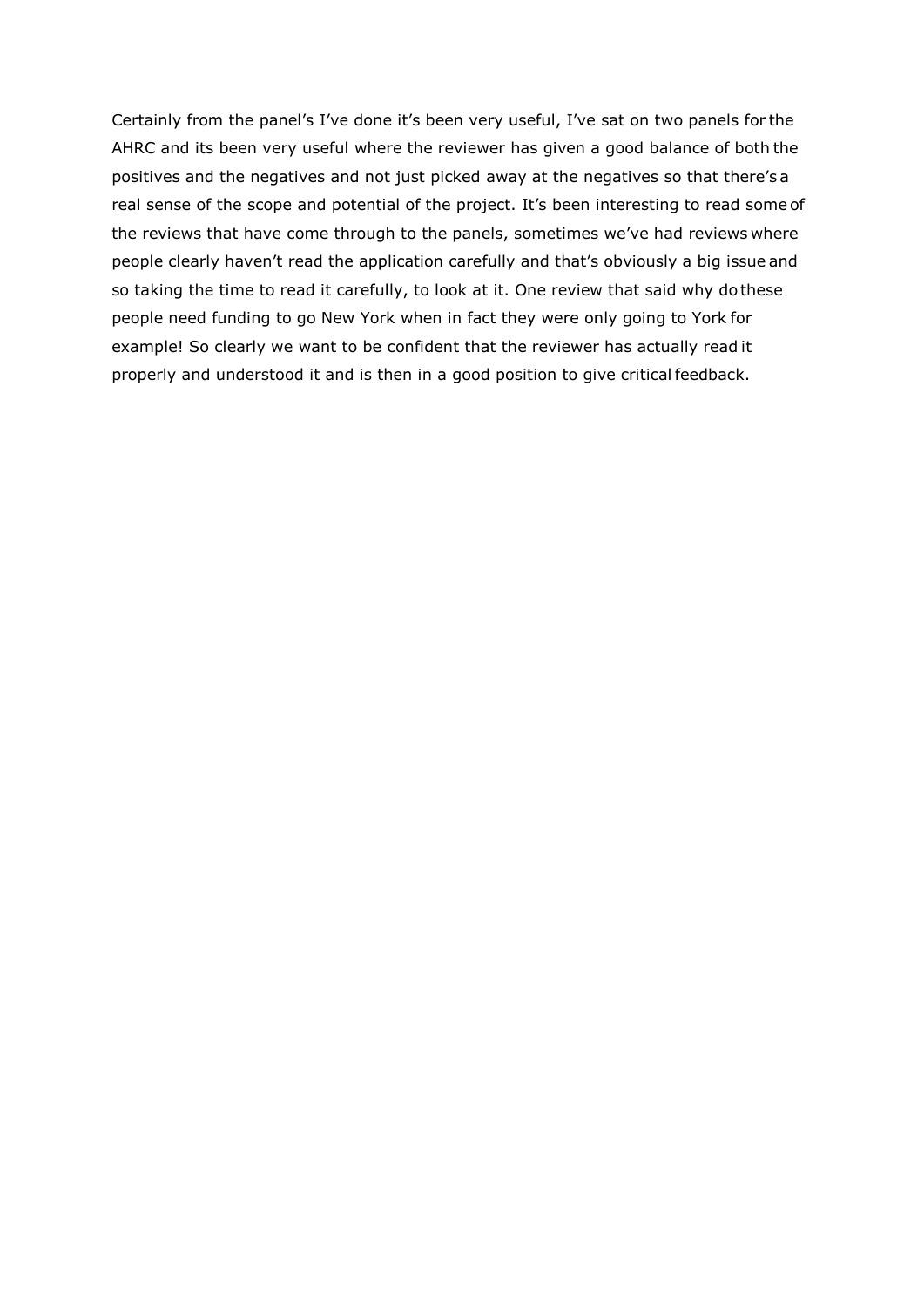Certainly from the panel's I've done it's been very useful, I've sat on two panels for the AHRC and its been very useful where the reviewer has given a good balance of both the positives and the negatives and not just picked away at the negatives so that there's a real sense of the scope and potential of the project. It's been interesting to read some of the reviews that have come through to the panels, sometimes we've had reviews where people clearly haven't read the application carefully and that's obviously a big issue and so taking the time to read it carefully, to look at it. One review that said why do these people need funding to go New York when in fact they were only going to York for example! So clearly we want to be confident that the reviewer has actually read it properly and understood it and is then in a good position to give critical feedback.